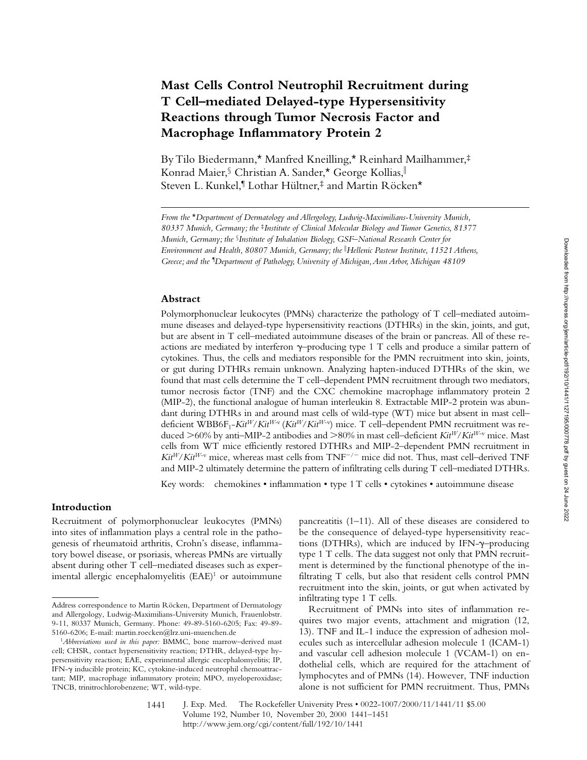# Mast Cells Control Neutrophil Recruitment during T Cell–mediated Delayed-type Hypersensitivity Reactions through Tumor Necrosis Factor and Macrophage Inflammatory Protein 2

By Tilo Biedermann,* Manfred Kneilling,* Reinhard Mailhammer,‡ Konrad Maier,§ Christian A. Sander,* George Kollias,‖ Steven L. Kunkel,¶ Lothar Hültner,‡ and Martin Röcken*

*From the \*Department of Dermatology and Allergology, Ludwig-Maximilians-University Munich, 80337 Munich, Germany; the ‡Institute of Clinical Molecular Biology and Tumor Genetics, 81377 Munich, Germany; the §Institute of Inhalation Biology, GSF–National Research Center for Environment and Health, 80807 Munich, Germany; the ‖Hellenic Pasteur Institute, 11521 Athens, Greece; and the ¶Department of Pathology, University of Michigan, Ann Arbor, Michigan 48109*

## Abstract

Polymorphonuclear leukocytes (PMNs) characterize the pathology of T cell–mediated autoimmune diseases and delayed-type hypersensitivity reactions (DTHRs) in the skin, joints, and gut, but are absent in T cell–mediated autoimmune diseases of the brain or pancreas. All of these reactions are mediated by interferon γ–producing type 1 T cells and produce a similar pattern of cytokines. Thus, the cells and mediators responsible for the PMN recruitment into skin, joints, or gut during DTHRs remain unknown. Analyzing hapten-induced DTHRs of the skin, we found that mast cells determine the T cell–dependent PMN recruitment through two mediators, tumor necrosis factor (TNF) and the CXC chemokine macrophage inflammatory protein 2 (MIP-2), the functional analogue of human interleukin 8. Extractable MIP-2 protein was abundant during DTHRs in and around mast cells of wild-type (WT) mice but absent in mast cell–deficient WBB6F$_1$-*Kit*$^{W}$/*Kit*$^{W\text{-}v}$ (*Kit*$^{W}$/*Kit*$^{W\text{-}v}$) mice. T cell–dependent PMN recruitment was reduced >60% by anti–MIP-2 antibodies and >80% in mast cell–deficient *Kit*$^{W}$/*Kit*$^{W\text{-}v}$ mice. Mast cells from WT mice efficiently restored DTHRs and MIP-2–dependent PMN recruitment in *Kit*$^{W}$/*Kit*$^{W\text{-}v}$ mice, whereas mast cells from TNF$^{-/-}$ mice did not. Thus, mast cell–derived TNF and MIP-2 ultimately determine the pattern of infiltrating cells during T cell–mediated DTHRs.

Key words: chemokines • inflammation • type 1 T cells • cytokines • autoimmune disease

## Introduction

Recruitment of polymorphonuclear leukocytes (PMNs) into sites of inflammation plays a central role in the pathogenesis of rheumatoid arthritis, Crohn's disease, inflammatory bowel disease, or psoriasis, whereas PMNs are virtually absent during other T cell–mediated diseases such as experimental allergic encephalomyelitis (EAE)[1] or autoimmune pancreatitis (1–11). All of these diseases are considered to be the consequence of delayed-type hypersensitivity reactions (DTHRs), which are induced by IFN-γ–producing type 1 T cells. The data suggest not only that PMN recruitment is determined by the functional phenotype of the infiltrating T cells, but also that resident cells control PMN recruitment into the skin, joints, or gut when activated by infiltrating type 1 T cells.

Recruitment of PMNs into sites of inflammation requires two major events, attachment and migration (12, 13). TNF and IL-1 induce the expression of adhesion molecules such as intercellular adhesion molecule 1 (ICAM-1) and vascular cell adhesion molecule 1 (VCAM-1) on endothelial cells, which are required for the attachment of lymphocytes and of PMNs (14). However, TNF induction alone is not sufficient for PMN recruitment. Thus, PMNs

Address correspondence to Martin Röcken, Department of Dermatology and Allergology, Ludwig-Maximilians-University Munich, Frauenlobstr. 9-11, 80337 Munich, Germany. Phone: 49-89-5160-6205; Fax: 49-89-5160-6206; E-mail: martin.roecken@lrz.uni-muenchen.de

[1] *Abbreviations used in this paper:* BMMC, bone marrow–derived mast cell; CHSR, contact hypersensitivity reaction; DTHR, delayed-type hypersensitivity reaction; EAE, experimental allergic encephalomyelitis; IP, IFN-γ inducible protein; KC, cytokine-induced neutrophil chemoattractant; MIP, macrophage inflammatory protein; MPO, myeloperoxidase; TNCB, trinitrochlorobenzene; WT, wild-type.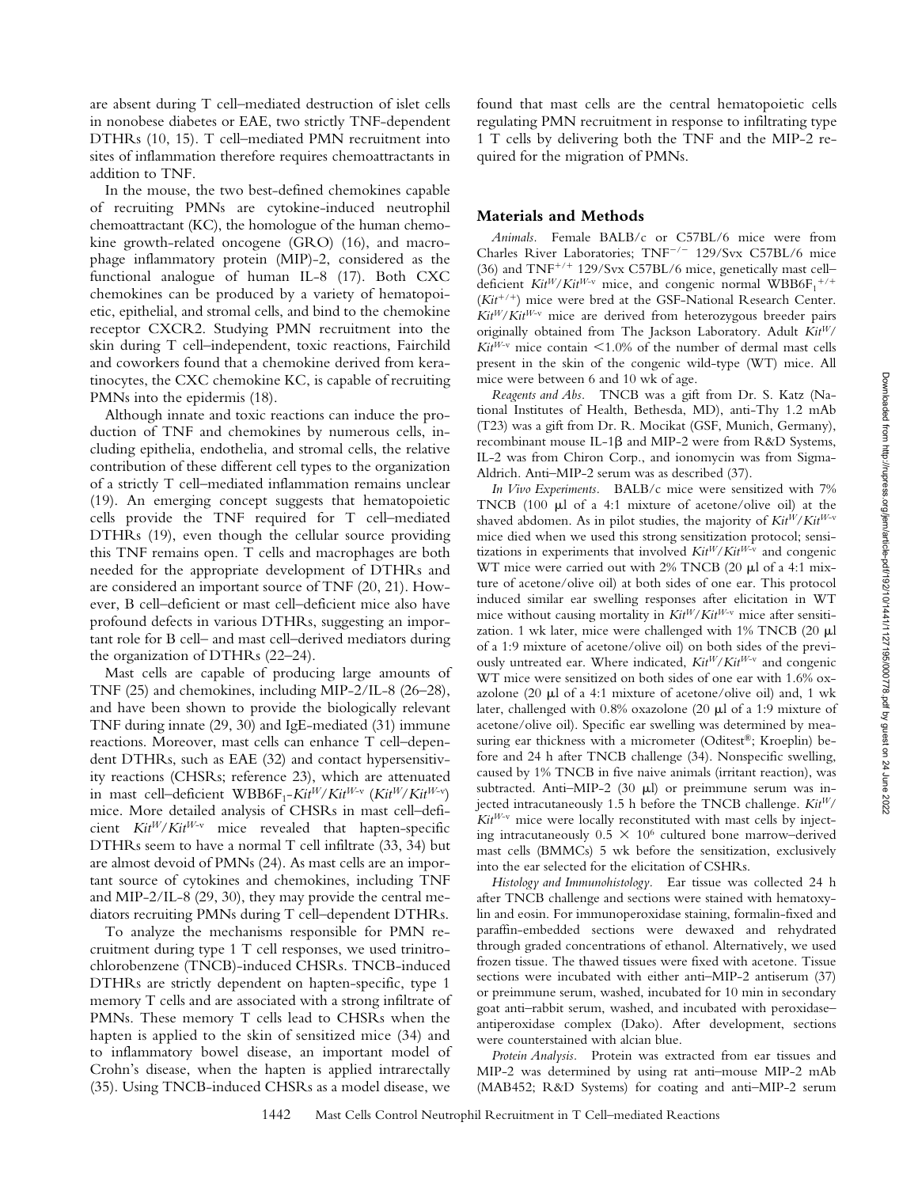are absent during T cell–mediated destruction of islet cells in nonobese diabetes or EAE, two strictly TNF-dependent DTHRs (10, 15). T cell–mediated PMN recruitment into sites of inflammation therefore requires chemoattractants in addition to TNF.

In the mouse, the two best-defined chemokines capable of recruiting PMNs are cytokine-induced neutrophil chemoattractant (KC), the homologue of the human chemokine growth-related oncogene (GRO) (16), and macrophage inflammatory protein (MIP)-2, considered as the functional analogue of human IL-8 (17). Both CXC chemokines can be produced by a variety of hematopoietic, epithelial, and stromal cells, and bind to the chemokine receptor CXCR2. Studying PMN recruitment into the skin during T cell–independent, toxic reactions, Fairchild and coworkers found that a chemokine derived from keratinocytes, the CXC chemokine KC, is capable of recruiting PMNs into the epidermis (18).

Although innate and toxic reactions can induce the production of TNF and chemokines by numerous cells, including epithelia, endothelia, and stromal cells, the relative contribution of these different cell types to the organization of a strictly T cell–mediated inflammation remains unclear (19). An emerging concept suggests that hematopoietic cells provide the TNF required for T cell–mediated DTHRs (19), even though the cellular source providing this TNF remains open. T cells and macrophages are both needed for the appropriate development of DTHRs and are considered an important source of TNF (20, 21). However, B cell–deficient or mast cell–deficient mice also have profound defects in various DTHRs, suggesting an important role for B cell– and mast cell–derived mediators during the organization of DTHRs (22–24).

Mast cells are capable of producing large amounts of TNF (25) and chemokines, including MIP-2/IL-8 (26–28), and have been shown to provide the biologically relevant TNF during innate (29, 30) and IgE-mediated (31) immune reactions. Moreover, mast cells can enhance T cell–dependent DTHRs, such as EAE (32) and contact hypersensitivity reactions (CHSRs; reference 23), which are attenuated in mast cell–deficient WBB6F$_1$-*Kit*$^{W}$/*Kit*$^{W\text{-}v}$ (*Kit*$^{W}$/*Kit*$^{W\text{-}v}$) mice. More detailed analysis of CHSRs in mast cell–deficient *Kit*$^{W}$/*Kit*$^{W\text{-}v}$ mice revealed that hapten-specific DTHRs seem to have a normal T cell infiltrate (33, 34) but are almost devoid of PMNs (24). As mast cells are an important source of cytokines and chemokines, including TNF and MIP-2/IL-8 (29, 30), they may provide the central mediators recruiting PMNs during T cell–dependent DTHRs.

To analyze the mechanisms responsible for PMN recruitment during type 1 T cell responses, we used trinitrochlorobenzene (TNCB)-induced CHSRs. TNCB-induced DTHRs are strictly dependent on hapten-specific, type 1 memory T cells and are associated with a strong infiltrate of PMNs. These memory T cells lead to CHSRs when the hapten is applied to the skin of sensitized mice (34) and to inflammatory bowel disease, an important model of Crohn's disease, when the hapten is applied intrarectally (35). Using TNCB-induced CHSRs as a model disease, we found that mast cells are the central hematopoietic cells regulating PMN recruitment in response to infiltrating type 1 T cells by delivering both the TNF and the MIP-2 required for the migration of PMNs.

## Materials and Methods

*Animals.* Female BALB/c or C57BL/6 mice were from Charles River Laboratories; TNF$^{-/-}$ 129/Svx C57BL/6 mice (36) and TNF$^{+/+}$ 129/Svx C57BL/6 mice, genetically mast cell–deficient *Kit*$^{W}$/*Kit*$^{W\text{-}v}$ mice, and congenic normal WBB6F$_1$$^{+/+}$ (*Kit*$^{+/+}$) mice were bred at the GSF-National Research Center. *Kit*$^{W}$/*Kit*$^{W\text{-}v}$ mice are derived from heterozygous breeder pairs originally obtained from The Jackson Laboratory. Adult *Kit*$^{W}$/*Kit*$^{W\text{-}v}$ mice contain <1.0% of the number of dermal mast cells present in the skin of the congenic wild-type (WT) mice. All mice were between 6 and 10 wk of age.

*Reagents and Abs.* TNCB was a gift from Dr. S. Katz (National Institutes of Health, Bethesda, MD), anti-Thy 1.2 mAb (T23) was a gift from Dr. R. Mocikat (GSF, Munich, Germany), recombinant mouse IL-1β and MIP-2 were from R&D Systems, IL-2 was from Chiron Corp., and ionomycin was from Sigma-Aldrich. Anti–MIP-2 serum was as described (37).

*In Vivo Experiments.* BALB/c mice were sensitized with 7% TNCB (100 μl of a 4:1 mixture of acetone/olive oil) at the shaved abdomen. As in pilot studies, the majority of *Kit*$^{W}$/*Kit*$^{W\text{-}v}$ mice died when we used this strong sensitization protocol; sensitizations in experiments that involved *Kit*$^{W}$/*Kit*$^{W\text{-}v}$ and congenic WT mice were carried out with 2% TNCB (20 μl of a 4:1 mixture of acetone/olive oil) at both sides of one ear. This protocol induced similar ear swelling responses after elicitation in WT mice without causing mortality in *Kit*$^{W}$/*Kit*$^{W\text{-}v}$ mice after sensitization. 1 wk later, mice were challenged with 1% TNCB (20 μl of a 1:9 mixture of acetone/olive oil) on both sides of the previously untreated ear. Where indicated, *Kit*$^{W}$/*Kit*$^{W\text{-}v}$ and congenic WT mice were sensitized on both sides of one ear with 1.6% oxazolone (20 μl of a 4:1 mixture of acetone/olive oil) and, 1 wk later, challenged with 0.8% oxazolone (20 μl of a 1:9 mixture of acetone/olive oil). Specific ear swelling was determined by measuring ear thickness with a micrometer (Oditest®; Kroeplin) before and 24 h after TNCB challenge (34). Nonspecific swelling, caused by 1% TNCB in five naive animals (irritant reaction), was subtracted. Anti–MIP-2 (30 μl) or preimmune serum was injected intracutaneously 1.5 h before the TNCB challenge. *Kit*$^{W}$/*Kit*$^{W\text{-}v}$ mice were locally reconstituted with mast cells by injecting intracutaneously $0.5 \times 10^6$ cultured bone marrow–derived mast cells (BMMCs) 5 wk before the sensitization, exclusively into the ear selected for the elicitation of CSHRs.

*Histology and Immunohistology.* Ear tissue was collected 24 h after TNCB challenge and sections were stained with hematoxylin and eosin. For immunoperoxidase staining, formalin-fixed and paraffin-embedded sections were dewaxed and rehydrated through graded concentrations of ethanol. Alternatively, we used frozen tissue. The thawed tissues were fixed with acetone. Tissue sections were incubated with either anti–MIP-2 antiserum (37) or preimmune serum, washed, incubated for 10 min in secondary goat anti–rabbit serum, washed, and incubated with peroxidase–antiperoxidase complex (Dako). After development, sections were counterstained with alcian blue.

*Protein Analysis.* Protein was extracted from ear tissues and MIP-2 was determined by using rat anti–mouse MIP-2 mAb (MAB452; R&D Systems) for coating and anti–MIP-2 serum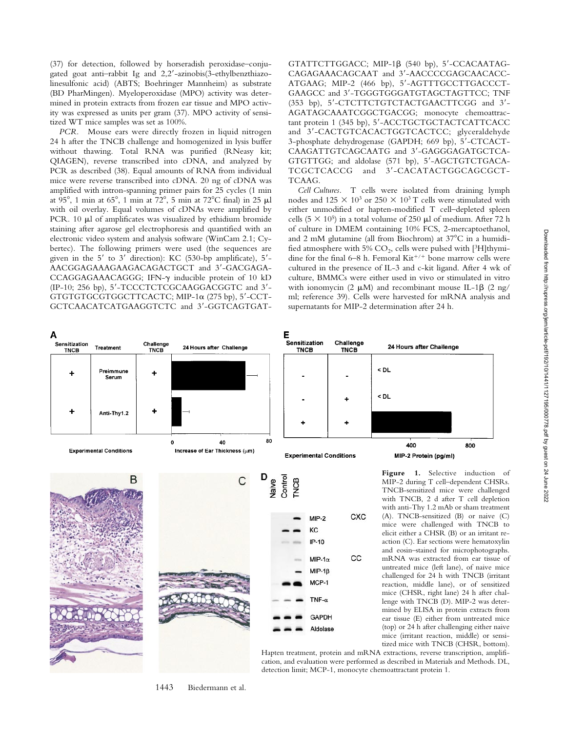(37) for detection, followed by horseradish peroxidase–conjugated goat anti–rabbit Ig and 2,2′-azinobis(3-ethylbenzthiazolinesulfonic acid) (ABTS; Boehringer Mannheim) as substrate (BD PharMingen). Myeloperoxidase (MPO) activity was determined in protein extracts from frozen ear tissue and MPO activity was expressed as units per gram (37). MPO activity of sensitized WT mice samples was set as 100%.

*PCR.* Mouse ears were directly frozen in liquid nitrogen 24 h after the TNCB challenge and homogenized in lysis buffer without thawing. Total RNA was purified (RNeasy kit; QIAGEN), reverse transcribed into cDNA, and analyzed by PCR as described (38). Equal amounts of RNA from individual mice were reverse transcribed into cDNA. 20 ng of cDNA was amplified with intron-spanning primer pairs for 25 cycles (1 min at 95°, 1 min at 65°, 1 min at 72°, 5 min at 72°C final) in 25 μl with oil overlay. Equal volumes of cDNAs were amplified by PCR. 10 μl of amplificates was visualized by ethidium bromide staining after agarose gel electrophoresis and quantified with an electronic video system and analysis software (WinCam 2.1; Cybertec). The following primers were used (the sequences are given in the 5′ to 3′ direction): KC (530-bp amplificate), 5′-AACGGAGAAAGAAGACAGACTGCT and 3′-GACGAGACCAGGAGAAACAGGG; IFN-γ inducible protein of 10 kD (IP-10; 256 bp), 5′-TCCCTCTCGCAAGGACGGTC and 3′-GTGTGTGCGTGGCTTCACTC; MIP-1α (275 bp), 5′-CCTGCTCAACATCATGAAGGTCTC and 3′-GGTCAGTGATGTATTCTTGGACC; MIP-1β (540 bp), 5′-CCACAATAGCAGAGAAACAGCAAT and 3′-AACCCCGAGCAACACCATGAAG; MIP-2 (466 bp), 5′-AGTTTGCCTTGACCCTGAAGCC and 3′-TGGGTGGGATGTAGCTAGTTCC; TNF (353 bp), 5′-CTCTTCTGTCTACTGAACTTCGG and 3′-AGATAGCAAATCGGCTGACGG; monocyte chemoattractant protein 1 (345 bp), 5′-ACCTGCTGCTACTCATTCACC and 3′-CACTGTCACACTGGTCACTCC; glyceraldehyde 3-phosphate dehydrogenase (GAPDH; 669 bp), 5′-CTCACTCAAGATTGTCAGCAATG and 3′-GAGGGAGATGCTCAGTGTTGG; and aldolase (571 bp), 5′-AGCTGTCTGACATCGCTCACCG and 3′-CACATACTGGCAGCGCTTCAAG.

*Cell Cultures.* T cells were isolated from draining lymph nodes and $125 \times 10^3$ or $250 \times 10^3$ T cells were stimulated with either unmodified or hapten-modified T cell–depleted spleen cells ($5 \times 10^5$) in a total volume of 250 μl of medium. After 72 h of culture in DMEM containing 10% FCS, 2-mercaptoethanol, and 2 mM glutamine (all from Biochrom) at 37°C in a humidified atmosphere with 5% $CO_2$, cells were pulsed with [$^3$H]thymidine for the final 6–8 h. Femoral $Kit^{+/+}$ bone marrow cells were cultured in the presence of IL-3 and c-kit ligand. After 4 wk of culture, BMMCs were either used in vivo or stimulated in vitro with ionomycin (2 μM) and recombinant mouse IL-1β (2 ng/ml; reference 39). Cells were harvested for mRNA analysis and supernatants for MIP-2 determination after 24 h.

**Figure 1.** Selective induction of MIP-2 during T cell–dependent CHSRs. TNCB-sensitized mice were challenged with TNCB, 2 d after T cell depletion with anti-Thy 1.2 mAb or sham treatment (A). TNCB-sensitized (B) or naive (C) mice were challenged with TNCB to elicit either a CHSR (B) or an irritant reaction (C). Ear sections were hematoxylin and eosin–stained for microphotographs. mRNA was extracted from ear tissue of untreated mice (left lane), of naive mice challenged for 24 h with TNCB (irritant reaction, middle lane), or of sensitized mice (CHSR, right lane) 24 h after challenge with TNCB (D). MIP-2 was determined by ELISA in protein extracts from ear tissue (E) either from untreated mice (top) or 24 h after challenging either naive mice (irritant reaction, middle) or sensitized mice with TNCB (CHSR, bottom). Hapten treatment, protein and mRNA extractions, reverse transcription, amplification, and evaluation were performed as described in Materials and Methods. DL, detection limit; MCP-1, monocyte chemoattractant protein 1.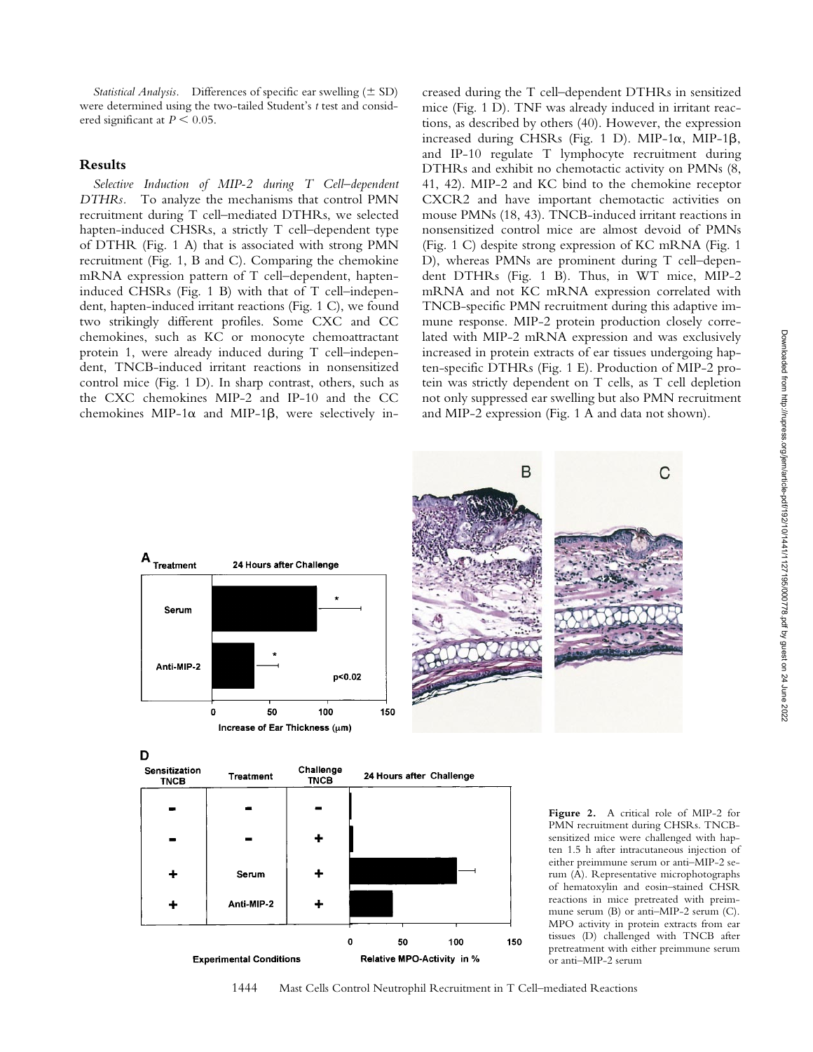*Statistical Analysis.* Differences of specific ear swelling (± SD) were determined using the two-tailed Student's *t* test and considered significant at $P < 0.05$.

## Results

*Selective Induction of MIP-2 during T Cell–dependent DTHRs.* To analyze the mechanisms that control PMN recruitment during T cell–mediated DTHRs, we selected hapten-induced CHSRs, a strictly T cell–dependent type of DTHR (Fig. 1 A) that is associated with strong PMN recruitment (Fig. 1, B and C). Comparing the chemokine mRNA expression pattern of T cell–dependent, hapten-induced CHSRs (Fig. 1 B) with that of T cell–independent, hapten-induced irritant reactions (Fig. 1 C), we found two strikingly different profiles. Some CXC and CC chemokines, such as KC or monocyte chemoattractant protein 1, were already induced during T cell–independent, TNCB-induced irritant reactions in nonsensitized control mice (Fig. 1 D). In sharp contrast, others, such as the CXC chemokines MIP-2 and IP-10 and the CC chemokines MIP-1α and MIP-1β, were selectively increased during the T cell–dependent DTHRs in sensitized mice (Fig. 1 D). TNF was already induced in irritant reactions, as described by others (40). However, the expression increased during CHSRs (Fig. 1 D). MIP-1α, MIP-1β, and IP-10 regulate T lymphocyte recruitment during DTHRs and exhibit no chemotactic activity on PMNs (8, 41, 42). MIP-2 and KC bind to the chemokine receptor CXCR2 and have important chemotactic activities on mouse PMNs (18, 43). TNCB-induced irritant reactions in nonsensitized control mice are almost devoid of PMNs (Fig. 1 C) despite strong expression of KC mRNA (Fig. 1 D), whereas PMNs are prominent during T cell–dependent DTHRs (Fig. 1 B). Thus, in WT mice, MIP-2 mRNA and not KC mRNA expression correlated with TNCB-specific PMN recruitment during this adaptive immune response. MIP-2 protein production closely correlated with MIP-2 mRNA expression and was exclusively increased in protein extracts of ear tissues undergoing hapten-specific DTHRs (Fig. 1 E). Production of MIP-2 protein was strictly dependent on T cells, as T cell depletion not only suppressed ear swelling but also PMN recruitment and MIP-2 expression (Fig. 1 A and data not shown).

**Figure 2.** A critical role of MIP-2 for PMN recruitment during CHSRs. TNCB-sensitized mice were challenged with hapten 1.5 h after intracutaneous injection of either preimmune serum or anti–MIP-2 serum (A). Representative microphotographs of hematoxylin and eosin–stained CHSR reactions in mice pretreated with preimmune serum (B) or anti–MIP-2 serum (C). MPO activity in protein extracts from ear tissues (D) challenged with TNCB after pretreatment with either preimmune serum or anti–MIP-2 serum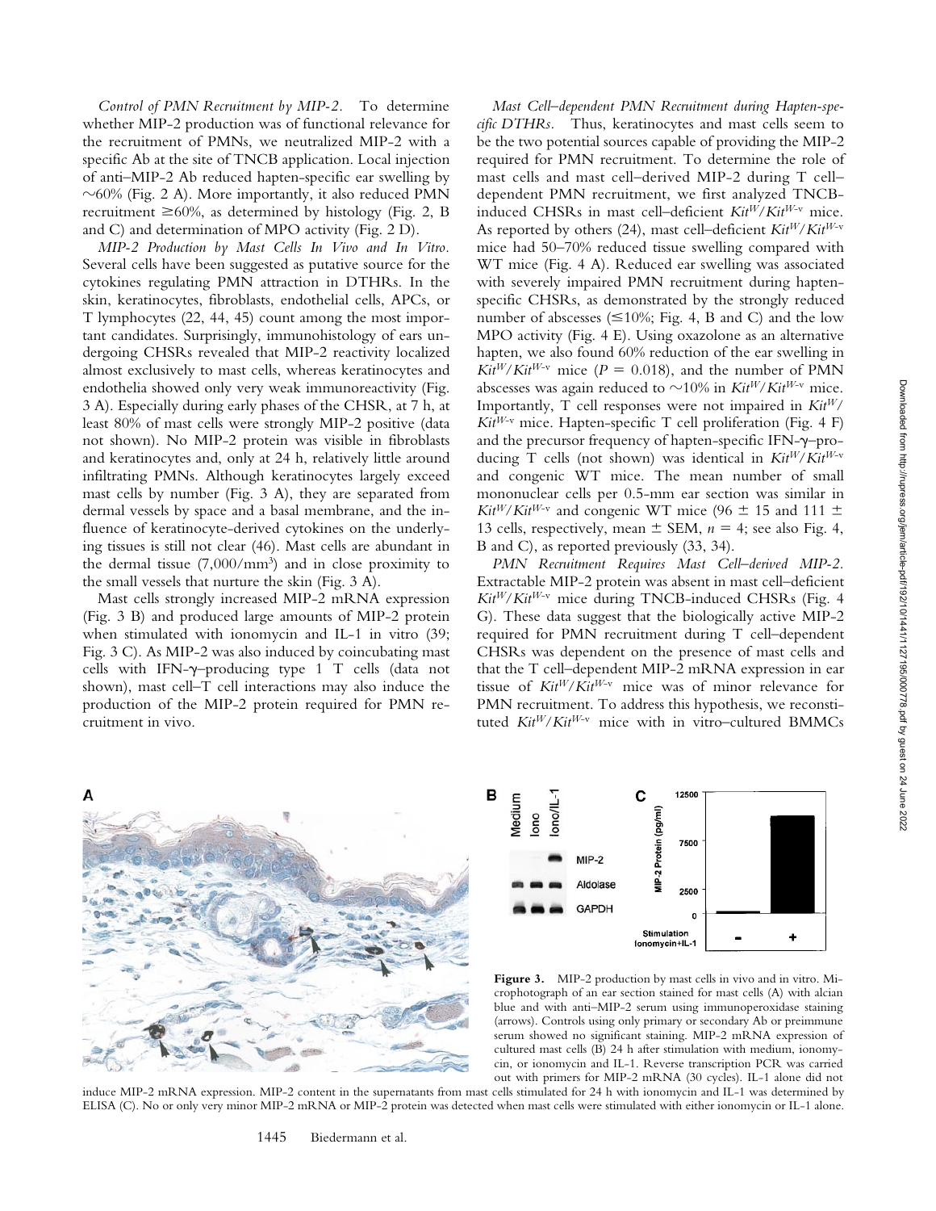*Control of PMN Recruitment by MIP-2.* To determine whether MIP-2 production was of functional relevance for the recruitment of PMNs, we neutralized MIP-2 with a specific Ab at the site of TNCB application. Local injection of anti–MIP-2 Ab reduced hapten-specific ear swelling by ~60% (Fig. 2 A). More importantly, it also reduced PMN recruitment ≥60%, as determined by histology (Fig. 2, B and C) and determination of MPO activity (Fig. 2 D).

*MIP-2 Production by Mast Cells In Vivo and In Vitro.* Several cells have been suggested as putative source for the cytokines regulating PMN attraction in DTHRs. In the skin, keratinocytes, fibroblasts, endothelial cells, APCs, or T lymphocytes (22, 44, 45) count among the most important candidates. Surprisingly, immunohistology of ears undergoing CHSRs revealed that MIP-2 reactivity localized almost exclusively to mast cells, whereas keratinocytes and endothelia showed only very weak immunoreactivity (Fig. 3 A). Especially during early phases of the CHSR, at 7 h, at least 80% of mast cells were strongly MIP-2 positive (data not shown). No MIP-2 protein was visible in fibroblasts and keratinocytes and, only at 24 h, relatively little around infiltrating PMNs. Although keratinocytes largely exceed mast cells by number (Fig. 3 A), they are separated from dermal vessels by space and a basal membrane, and the influence of keratinocyte-derived cytokines on the underlying tissues is still not clear (46). Mast cells are abundant in the dermal tissue (7,000/mm$^3$) and in close proximity to the small vessels that nurture the skin (Fig. 3 A).

Mast cells strongly increased MIP-2 mRNA expression (Fig. 3 B) and produced large amounts of MIP-2 protein when stimulated with ionomycin and IL-1 in vitro (39; Fig. 3 C). As MIP-2 was also induced by coincubating mast cells with IFN-γ–producing type 1 T cells (data not shown), mast cell–T cell interactions may also induce the production of the MIP-2 protein required for PMN recruitment in vivo.

*Mast Cell–dependent PMN Recruitment during Hapten-specific DTHRs.* Thus, keratinocytes and mast cells seem to be the two potential sources capable of providing the MIP-2 required for PMN recruitment. To determine the role of mast cells and mast cell–derived MIP-2 during T cell–dependent PMN recruitment, we first analyzed TNCB-induced CHSRs in mast cell–deficient $Kit^W/Kit^{W-v}$ mice. As reported by others (24), mast cell–deficient $Kit^W/Kit^{W-v}$ mice had 50–70% reduced tissue swelling compared with WT mice (Fig. 4 A). Reduced ear swelling was associated with severely impaired PMN recruitment during hapten-specific CHSRs, as demonstrated by the strongly reduced number of abscesses (≤10%; Fig. 4, B and C) and the low MPO activity (Fig. 4 E). Using oxazolone as an alternative hapten, we also found 60% reduction of the ear swelling in $Kit^W/Kit^{W-v}$ mice ($P = 0.018$), and the number of PMN abscesses was again reduced to ~10% in $Kit^W/Kit^{W-v}$ mice. Importantly, T cell responses were not impaired in $Kit^W/Kit^{W-v}$ mice. Hapten-specific T cell proliferation (Fig. 4 F) and the precursor frequency of hapten-specific IFN-γ–producing T cells (not shown) was identical in $Kit^W/Kit^{W-v}$ and congenic WT mice. The mean number of small mononuclear cells per 0.5-mm ear section was similar in $Kit^W/Kit^{W-v}$ and congenic WT mice (96 ± 15 and 111 ± 13 cells, respectively, mean ± SEM, $n = 4$; see also Fig. 4, B and C), as reported previously (33, 34).

*PMN Recruitment Requires Mast Cell–derived MIP-2.* Extractable MIP-2 protein was absent in mast cell–deficient $Kit^W/Kit^{W-v}$ mice during TNCB-induced CHSRs (Fig. 4 G). These data suggest that the biologically active MIP-2 required for PMN recruitment during T cell–dependent CHSRs was dependent on the presence of mast cells and that the T cell–dependent MIP-2 mRNA expression in ear tissue of $Kit^W/Kit^{W-v}$ mice was of minor relevance for PMN recruitment. To address this hypothesis, we reconstituted $Kit^W/Kit^{W-v}$ mice with in vitro–cultured BMMCs

**Figure 3.** MIP-2 production by mast cells in vivo and in vitro. Microphotograph of an ear section stained for mast cells (A) with alcian blue and with anti–MIP-2 serum using immunoperoxidase staining (arrows). Controls using only primary or secondary Ab or preimmune serum showed no significant staining. MIP-2 mRNA expression of cultured mast cells (B) 24 h after stimulation with medium, ionomycin, or ionomycin and IL-1. Reverse transcription PCR was carried out with primers for MIP-2 mRNA (30 cycles). IL-1 alone did not induce MIP-2 mRNA expression. MIP-2 content in the supernatants from mast cells stimulated for 24 h with ionomycin and IL-1 was determined by ELISA (C). No or only very minor MIP-2 mRNA or MIP-2 protein was detected when mast cells were stimulated with either ionomycin or IL-1 alone.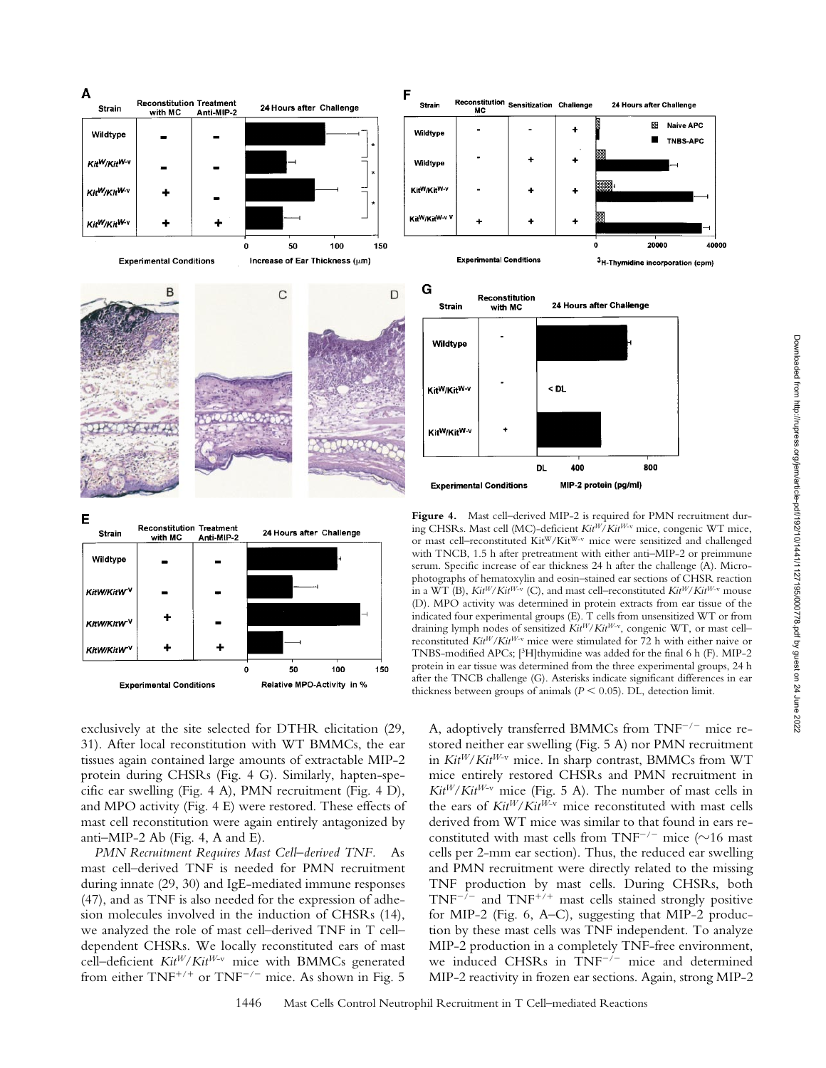**Figure 4.** Mast cell–derived MIP-2 is required for PMN recruitment during CHSRs. Mast cell (MC)-deficient $Kit^W/Kit^{W-v}$ mice, congenic WT mice, or mast cell–reconstituted $Kit^W/Kit^{W-v}$ mice were sensitized and challenged with TNCB, 1.5 h after pretreatment with either anti–MIP-2 or preimmune serum. Specific increase of ear thickness 24 h after the challenge (A). Microphotographs of hematoxylin and eosin–stained ear sections of CHSR reaction in a WT (B), $Kit^W/Kit^{W-v}$ (C), and mast cell–reconstituted $Kit^W/Kit^{W-v}$ mouse (D). MPO activity was determined in protein extracts from ear tissue of the indicated four experimental groups (E). T cells from unsensitized WT or from draining lymph nodes of sensitized $Kit^W/Kit^{W-v}$, congenic WT, or mast cell–reconstituted $Kit^W/Kit^{W-v}$ mice were stimulated for 72 h with either naive or TNBS-modified APCs; [$^3$H]thymidine was added for the final 6 h (F). MIP-2 protein in ear tissue was determined from the three experimental groups, 24 h after the TNCB challenge (G). Asterisks indicate significant differences in ear thickness between groups of animals ($P < 0.05$). DL, detection limit.

exclusively at the site selected for DTHR elicitation (29, 31). After local reconstitution with WT BMMCs, the ear tissues again contained large amounts of extractable MIP-2 protein during CHSRs (Fig. 4 G). Similarly, hapten-specific ear swelling (Fig. 4 A), PMN recruitment (Fig. 4 D), and MPO activity (Fig. 4 E) were restored. These effects of mast cell reconstitution were again entirely antagonized by anti–MIP-2 Ab (Fig. 4, A and E).

*PMN Recruitment Requires Mast Cell–derived TNF.* As mast cell–derived TNF is needed for PMN recruitment during innate (29, 30) and IgE-mediated immune responses (47), and as TNF is also needed for the expression of adhesion molecules involved in the induction of CHSRs (14), we analyzed the role of mast cell–derived TNF in T cell–dependent CHSRs. We locally reconstituted ears of mast cell–deficient $Kit^W/Kit^{W-v}$ mice with BMMCs generated from either $TNF^{+/+}$ or $TNF^{-/-}$ mice. As shown in Fig. 5 A, adoptively transferred BMMCs from $TNF^{-/-}$ mice restored neither ear swelling (Fig. 5 A) nor PMN recruitment in $Kit^W/Kit^{W-v}$ mice. In sharp contrast, BMMCs from WT mice entirely restored CHSRs and PMN recruitment in $Kit^W/Kit^{W-v}$ mice (Fig. 5 A). The number of mast cells in the ears of $Kit^W/Kit^{W-v}$ mice reconstituted with mast cells derived from WT mice was similar to that found in ears reconstituted with mast cells from $TNF^{-/-}$ mice (~16 mast cells per 2-mm ear section). Thus, the reduced ear swelling and PMN recruitment were directly related to the missing TNF production by mast cells. During CHSRs, both $TNF^{-/-}$ and $TNF^{+/+}$ mast cells stained strongly positive for MIP-2 (Fig. 6, A–C), suggesting that MIP-2 production by these mast cells was TNF independent. To analyze MIP-2 production in a completely TNF-free environment, we induced CHSRs in $TNF^{-/-}$ mice and determined MIP-2 reactivity in frozen ear sections. Again, strong MIP-2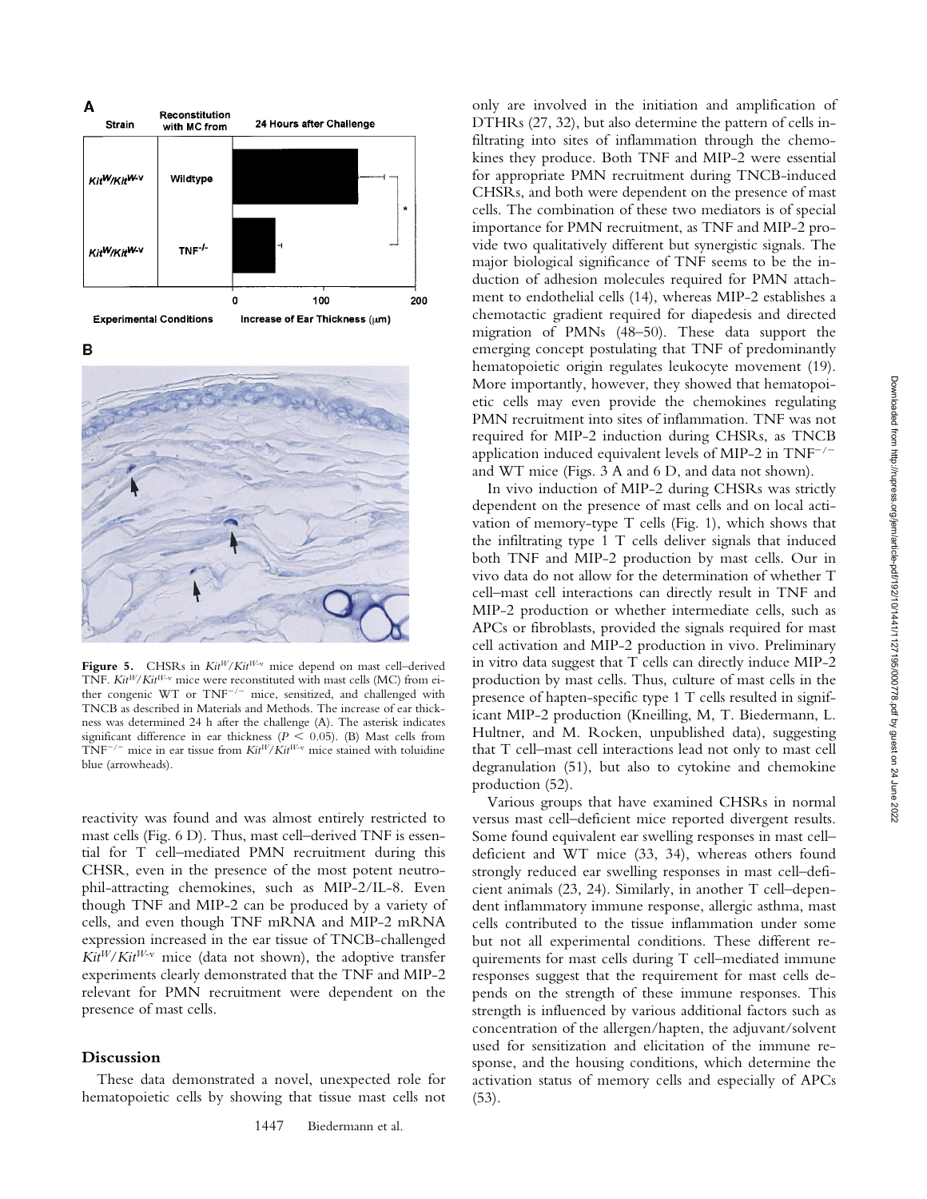**Figure 5.** CHSRs in $Kit^W/Kit^{W\text{-}v}$ mice depend on mast cell–derived TNF. $Kit^W/Kit^{W\text{-}v}$ mice were reconstituted with mast cells (MC) from either congenic WT or $TNF^{-/-}$ mice, sensitized, and challenged with TNCB as described in Materials and Methods. The increase of ear thickness was determined 24 h after the challenge (A). The asterisk indicates significant difference in ear thickness ($P < 0.05$). (B) Mast cells from $TNF^{-/-}$ mice in ear tissue from $Kit^W/Kit^{W\text{-}v}$ mice stained with toluidine blue (arrowheads).

reactivity was found and was almost entirely restricted to mast cells (Fig. 6 D). Thus, mast cell–derived TNF is essential for T cell–mediated PMN recruitment during this CHSR, even in the presence of the most potent neutrophil-attracting chemokines, such as MIP-2/IL-8. Even though TNF and MIP-2 can be produced by a variety of cells, and even though TNF mRNA and MIP-2 mRNA expression increased in the ear tissue of TNCB-challenged $Kit^W/Kit^{W\text{-}v}$ mice (data not shown), the adoptive transfer experiments clearly demonstrated that the TNF and MIP-2 relevant for PMN recruitment were dependent on the presence of mast cells.

## Discussion

These data demonstrated a novel, unexpected role for hematopoietic cells by showing that tissue mast cells not only are involved in the initiation and amplification of DTHRs (27, 32), but also determine the pattern of cells infiltrating into sites of inflammation through the chemokines they produce. Both TNF and MIP-2 were essential for appropriate PMN recruitment during TNCB-induced CHSRs, and both were dependent on the presence of mast cells. The combination of these two mediators is of special importance for PMN recruitment, as TNF and MIP-2 provide two qualitatively different but synergistic signals. The major biological significance of TNF seems to be the induction of adhesion molecules required for PMN attachment to endothelial cells (14), whereas MIP-2 establishes a chemotactic gradient required for diapedesis and directed migration of PMNs (48–50). These data support the emerging concept postulating that TNF of predominantly hematopoietic origin regulates leukocyte movement (19). More importantly, however, they showed that hematopoietic cells may even provide the chemokines regulating PMN recruitment into sites of inflammation. TNF was not required for MIP-2 induction during CHSRs, as TNCB application induced equivalent levels of MIP-2 in $TNF^{-/-}$ and WT mice (Figs. 3 A and 6 D, and data not shown).

In vivo induction of MIP-2 during CHSRs was strictly dependent on the presence of mast cells and on local activation of memory-type T cells (Fig. 1), which shows that the infiltrating type 1 T cells deliver signals that induced both TNF and MIP-2 production by mast cells. Our in vivo data do not allow for the determination of whether T cell–mast cell interactions can directly result in TNF and MIP-2 production or whether intermediate cells, such as APCs or fibroblasts, provided the signals required for mast cell activation and MIP-2 production in vivo. Preliminary in vitro data suggest that T cells can directly induce MIP-2 production by mast cells. Thus, culture of mast cells in the presence of hapten-specific type 1 T cells resulted in significant MIP-2 production (Kneilling, M, T. Biedermann, L. Hultner, and M. Rocken, unpublished data), suggesting that T cell–mast cell interactions lead not only to mast cell degranulation (51), but also to cytokine and chemokine production (52).

Various groups that have examined CHSRs in normal versus mast cell–deficient mice reported divergent results. Some found equivalent ear swelling responses in mast cell–deficient and WT mice (33, 34), whereas others found strongly reduced ear swelling responses in mast cell–deficient animals (23, 24). Similarly, in another T cell–dependent inflammatory immune response, allergic asthma, mast cells contributed to the tissue inflammation under some but not all experimental conditions. These different requirements for mast cells during T cell–mediated immune responses suggest that the requirement for mast cells depends on the strength of these immune responses. This strength is influenced by various additional factors such as concentration of the allergen/hapten, the adjuvant/solvent used for sensitization and elicitation of the immune response, and the housing conditions, which determine the activation status of memory cells and especially of APCs (53).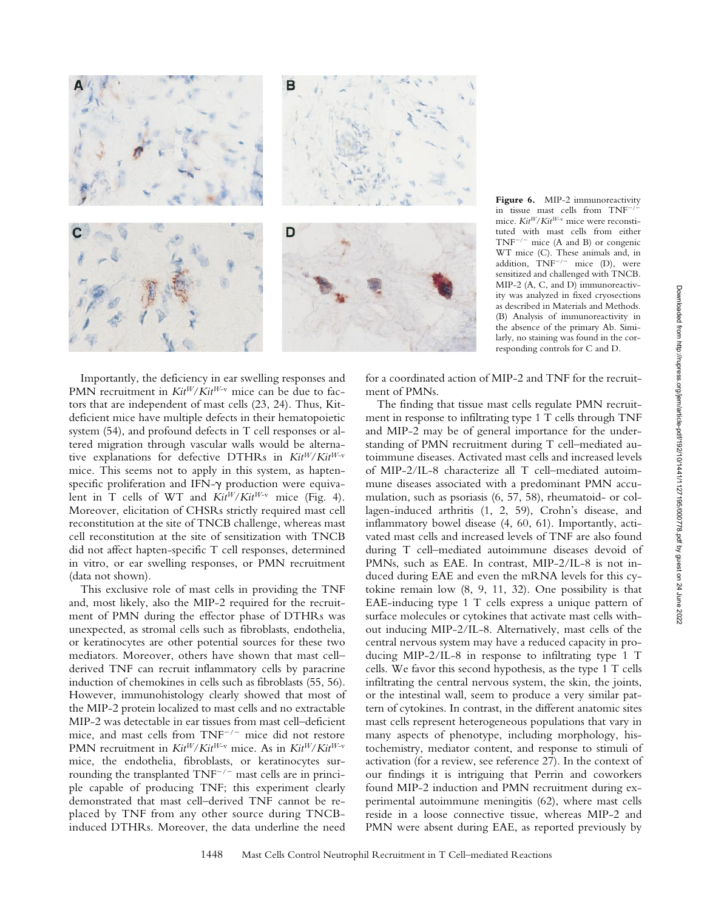**Figure 6.** MIP-2 immunoreactivity in tissue mast cells from $TNF^{-/-}$ mice. $Kit^W/Kit^{W-v}$ mice were reconstituted with mast cells from either $TNF^{-/-}$ mice (A and B) or congenic WT mice (C). These animals and, in addition, $TNF^{-/-}$ mice (D), were sensitized and challenged with TNCB. MIP-2 (A, C, and D) immunoreactivity was analyzed in fixed cryosections as described in Materials and Methods. (B) Analysis of immunoreactivity in the absence of the primary Ab. Similarly, no staining was found in the corresponding controls for C and D.

Importantly, the deficiency in ear swelling responses and PMN recruitment in $Kit^W/Kit^{W-v}$ mice can be due to factors that are independent of mast cells (23, 24). Thus, Kit-deficient mice have multiple defects in their hematopoietic system (54), and profound defects in T cell responses or altered migration through vascular walls would be alternative explanations for defective DTHRs in $Kit^W/Kit^{W-v}$ mice. This seems not to apply in this system, as hapten-specific proliferation and IFN-γ production were equivalent in T cells of WT and $Kit^W/Kit^{W-v}$ mice (Fig. 4). Moreover, elicitation of CHSRs strictly required mast cell reconstitution at the site of TNCB challenge, whereas mast cell reconstitution at the site of sensitization with TNCB did not affect hapten-specific T cell responses, determined in vitro, or ear swelling responses, or PMN recruitment (data not shown).

This exclusive role of mast cells in providing the TNF and, most likely, also the MIP-2 required for the recruitment of PMN during the effector phase of DTHRs was unexpected, as stromal cells such as fibroblasts, endothelia, or keratinocytes are other potential sources for these two mediators. Moreover, others have shown that mast cell–derived TNF can recruit inflammatory cells by paracrine induction of chemokines in cells such as fibroblasts (55, 56). However, immunohistology clearly showed that most of the MIP-2 protein localized to mast cells and no extractable MIP-2 was detectable in ear tissues from mast cell–deficient mice, and mast cells from $TNF^{-/-}$ mice did not restore PMN recruitment in $Kit^W/Kit^{W-v}$ mice. As in $Kit^W/Kit^{W-v}$ mice, the endothelia, fibroblasts, or keratinocytes surrounding the transplanted $TNF^{-/-}$ mast cells are in principle capable of producing TNF; this experiment clearly demonstrated that mast cell–derived TNF cannot be replaced by TNF from any other source during TNCB-induced DTHRs. Moreover, the data underline the need for a coordinated action of MIP-2 and TNF for the recruitment of PMNs.

The finding that tissue mast cells regulate PMN recruitment in response to infiltrating type 1 T cells through TNF and MIP-2 may be of general importance for the understanding of PMN recruitment during T cell–mediated autoimmune diseases. Activated mast cells and increased levels of MIP-2/IL-8 characterize all T cell–mediated autoimmune diseases associated with a predominant PMN accumulation, such as psoriasis (6, 57, 58), rheumatoid- or collagen-induced arthritis (1, 2, 59), Crohn's disease, and inflammatory bowel disease (4, 60, 61). Importantly, activated mast cells and increased levels of TNF are also found during T cell–mediated autoimmune diseases devoid of PMNs, such as EAE. In contrast, MIP-2/IL-8 is not induced during EAE and even the mRNA levels for this cytokine remain low (8, 9, 11, 32). One possibility is that EAE-inducing type 1 T cells express a unique pattern of surface molecules or cytokines that activate mast cells without inducing MIP-2/IL-8. Alternatively, mast cells of the central nervous system may have a reduced capacity in producing MIP-2/IL-8 in response to infiltrating type 1 T cells. We favor this second hypothesis, as the type 1 T cells infiltrating the central nervous system, the skin, the joints, or the intestinal wall, seem to produce a very similar pattern of cytokines. In contrast, in the different anatomic sites mast cells represent heterogeneous populations that vary in many aspects of phenotype, including morphology, histochemistry, mediator content, and response to stimuli of activation (for a review, see reference 27). In the context of our findings it is intriguing that Perrin and coworkers found MIP-2 induction and PMN recruitment during experimental autoimmune meningitis (62), where mast cells reside in a loose connective tissue, whereas MIP-2 and PMN were absent during EAE, as reported previously by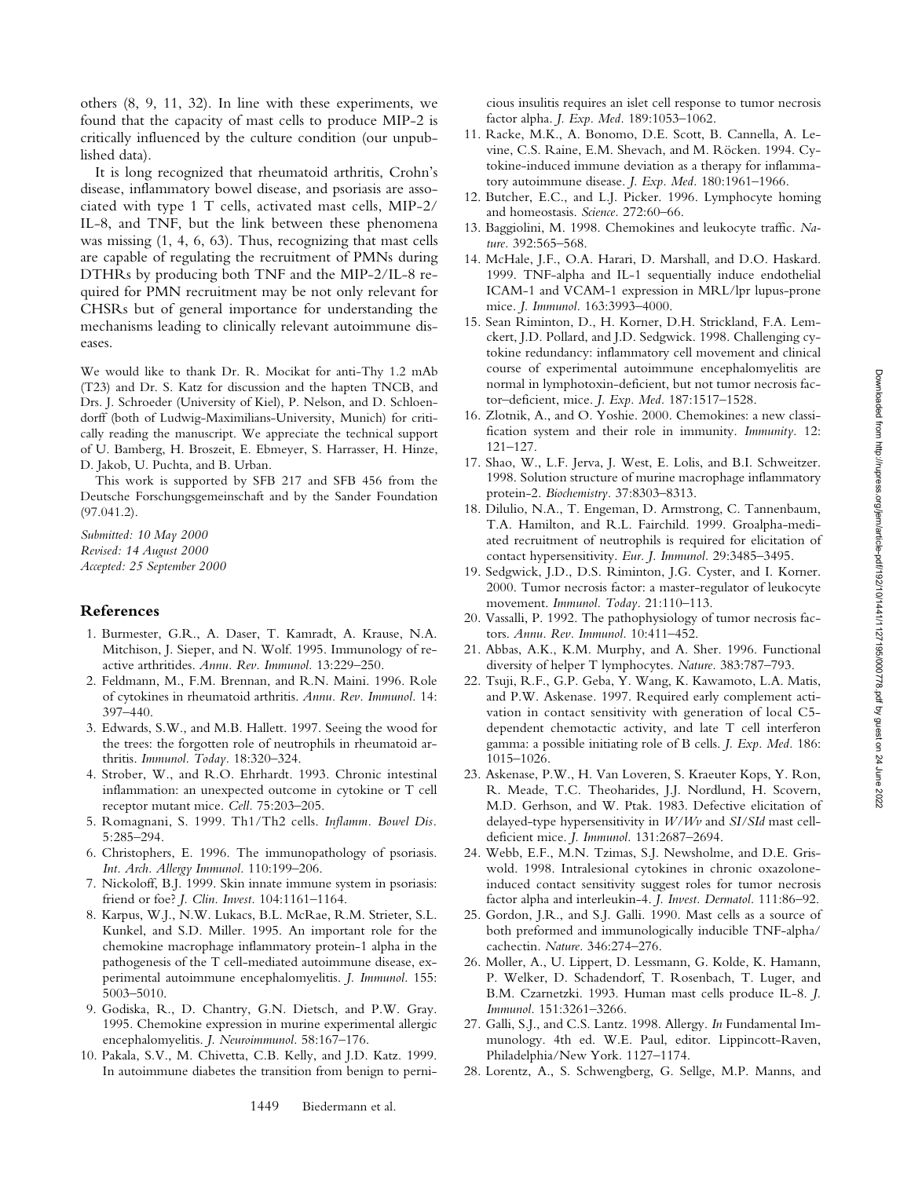others (8, 9, 11, 32). In line with these experiments, we found that the capacity of mast cells to produce MIP-2 is critically influenced by the culture condition (our unpublished data).

It is long recognized that rheumatoid arthritis, Crohn's disease, inflammatory bowel disease, and psoriasis are associated with type 1 T cells, activated mast cells, MIP-2/IL-8, and TNF, but the link between these phenomena was missing (1, 4, 6, 63). Thus, recognizing that mast cells are capable of regulating the recruitment of PMNs during DTHRs by producing both TNF and the MIP-2/IL-8 required for PMN recruitment may be not only relevant for CHSRs but of general importance for understanding the mechanisms leading to clinically relevant autoimmune diseases.

We would like to thank Dr. R. Mocikat for anti-Thy 1.2 mAb (T23) and Dr. S. Katz for discussion and the hapten TNCB, and Drs. J. Schroeder (University of Kiel), P. Nelson, and D. Schloendorff (both of Ludwig-Maximilians-University, Munich) for critically reading the manuscript. We appreciate the technical support of U. Bamberg, H. Broszeit, E. Ebmeyer, S. Harrasser, H. Hinze, D. Jakob, U. Puchta, and B. Urban.

This work is supported by SFB 217 and SFB 456 from the Deutsche Forschungsgemeinschaft and by the Sander Foundation (97.041.2).

*Submitted: 10 May 2000*
*Revised: 14 August 2000*
*Accepted: 25 September 2000*

## References

1. Burmester, G.R., A. Daser, T. Kamradt, A. Krause, N.A. Mitchison, J. Sieper, and N. Wolf. 1995. Immunology of reactive arthritides. *Annu. Rev. Immunol.* 13:229–250.
2. Feldmann, M., F.M. Brennan, and R.N. Maini. 1996. Role of cytokines in rheumatoid arthritis. *Annu. Rev. Immunol.* 14: 397–440.
3. Edwards, S.W., and M.B. Hallett. 1997. Seeing the wood for the trees: the forgotten role of neutrophils in rheumatoid arthritis. *Immunol. Today.* 18:320–324.
4. Strober, W., and R.O. Ehrhardt. 1993. Chronic intestinal inflammation: an unexpected outcome in cytokine or T cell receptor mutant mice. *Cell.* 75:203–205.
5. Romagnani, S. 1999. Th1/Th2 cells. *Inflamm. Bowel Dis.* 5:285–294.
6. Christophers, E. 1996. The immunopathology of psoriasis. *Int. Arch. Allergy Immunol.* 110:199–206.
7. Nickoloff, B.J. 1999. Skin innate immune system in psoriasis: friend or foe? *J. Clin. Invest.* 104:1161–1164.
8. Karpus, W.J., N.W. Lukacs, B.L. McRae, R.M. Strieter, S.L. Kunkel, and S.D. Miller. 1995. An important role for the chemokine macrophage inflammatory protein-1 alpha in the pathogenesis of the T cell-mediated autoimmune disease, experimental autoimmune encephalomyelitis. *J. Immunol.* 155: 5003–5010.
9. Godiska, R., D. Chantry, G.N. Dietsch, and P.W. Gray. 1995. Chemokine expression in murine experimental allergic encephalomyelitis. *J. Neuroimmunol.* 58:167–176.
10. Pakala, S.V., M. Chivetta, C.B. Kelly, and J.D. Katz. 1999. In autoimmune diabetes the transition from benign to pernicious insulitis requires an islet cell response to tumor necrosis factor alpha. *J. Exp. Med.* 189:1053–1062.
11. Racke, M.K., A. Bonomo, D.E. Scott, B. Cannella, A. Levine, C.S. Raine, E.M. Shevach, and M. Röcken. 1994. Cytokine-induced immune deviation as a therapy for inflammatory autoimmune disease. *J. Exp. Med.* 180:1961–1966.
12. Butcher, E.C., and L.J. Picker. 1996. Lymphocyte homing and homeostasis. *Science.* 272:60–66.
13. Baggiolini, M. 1998. Chemokines and leukocyte traffic. *Nature.* 392:565–568.
14. McHale, J.F., O.A. Harari, D. Marshall, and D.O. Haskard. 1999. TNF-alpha and IL-1 sequentially induce endothelial ICAM-1 and VCAM-1 expression in MRL/lpr lupus-prone mice. *J. Immunol.* 163:3993–4000.
15. Sean Riminton, D., H. Korner, D.H. Strickland, F.A. Lemckert, J.D. Pollard, and J.D. Sedgwick. 1998. Challenging cytokine redundancy: inflammatory cell movement and clinical course of experimental autoimmune encephalomyelitis are normal in lymphotoxin-deficient, but not tumor necrosis factor–deficient, mice. *J. Exp. Med.* 187:1517–1528.
16. Zlotnik, A., and O. Yoshie. 2000. Chemokines: a new classification system and their role in immunity. *Immunity.* 12: 121–127.
17. Shao, W., L.F. Jerva, J. West, E. Lolis, and B.I. Schweitzer. 1998. Solution structure of murine macrophage inflammatory protein-2. *Biochemistry.* 37:8303–8313.
18. Dilulio, N.A., T. Engeman, D. Armstrong, C. Tannenbaum, T.A. Hamilton, and R.L. Fairchild. 1999. Groalpha-mediated recruitment of neutrophils is required for elicitation of contact hypersensitivity. *Eur. J. Immunol.* 29:3485–3495.
19. Sedgwick, J.D., D.S. Riminton, J.G. Cyster, and I. Korner. 2000. Tumor necrosis factor: a master-regulator of leukocyte movement. *Immunol. Today.* 21:110–113.
20. Vassalli, P. 1992. The pathophysiology of tumor necrosis factors. *Annu. Rev. Immunol.* 10:411–452.
21. Abbas, A.K., K.M. Murphy, and A. Sher. 1996. Functional diversity of helper T lymphocytes. *Nature.* 383:787–793.
22. Tsuji, R.F., G.P. Geba, Y. Wang, K. Kawamoto, L.A. Matis, and P.W. Askenase. 1997. Required early complement activation in contact sensitivity with generation of local C5-dependent chemotactic activity, and late T cell interferon gamma: a possible initiating role of B cells. *J. Exp. Med.* 186: 1015–1026.
23. Askenase, P.W., H. Van Loveren, S. Kraeuter Kops, Y. Ron, R. Meade, T.C. Theoharides, J.J. Nordlund, H. Scovern, M.D. Gerhson, and W. Ptak. 1983. Defective elicitation of delayed-type hypersensitivity in *W/Wv* and *SI/SId* mast cell-deficient mice. *J. Immunol.* 131:2687–2694.
24. Webb, E.F., M.N. Tzimas, S.J. Newsholme, and D.E. Griswold. 1998. Intralesional cytokines in chronic oxazolone-induced contact sensitivity suggest roles for tumor necrosis factor alpha and interleukin-4. *J. Invest. Dermatol.* 111:86–92.
25. Gordon, J.R., and S.J. Galli. 1990. Mast cells as a source of both preformed and immunologically inducible TNF-alpha/cachectin. *Nature.* 346:274–276.
26. Moller, A., U. Lippert, D. Lessmann, G. Kolde, K. Hamann, P. Welker, D. Schadendorf, T. Rosenbach, T. Luger, and B.M. Czarnetzki. 1993. Human mast cells produce IL-8. *J. Immunol.* 151:3261–3266.
27. Galli, S.J., and C.S. Lantz. 1998. Allergy. *In* Fundamental Immunology. 4th ed. W.E. Paul, editor. Lippincott-Raven, Philadelphia/New York. 1127–1174.
28. Lorentz, A., S. Schwengberg, G. Sellge, M.P. Manns, and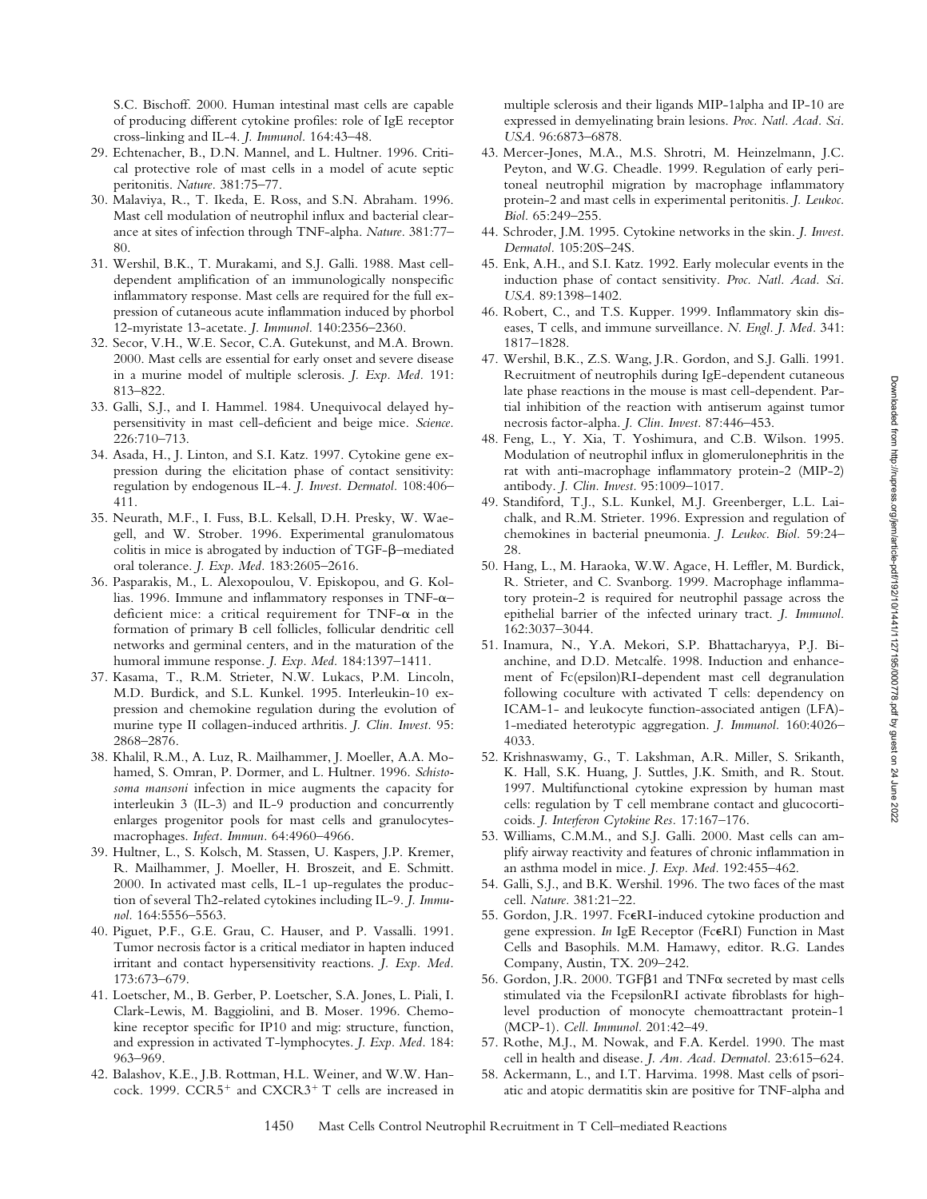S.C. Bischoff. 2000. Human intestinal mast cells are capable of producing different cytokine profiles: role of IgE receptor cross-linking and IL-4. *J. Immunol.* 164:43–48.

29. Echtenacher, B., D.N. Mannel, and L. Hultner. 1996. Critical protective role of mast cells in a model of acute septic peritonitis. *Nature.* 381:75–77.
30. Malaviya, R., T. Ikeda, E. Ross, and S.N. Abraham. 1996. Mast cell modulation of neutrophil influx and bacterial clearance at sites of infection through TNF-alpha. *Nature.* 381:77–80.
31. Wershil, B.K., T. Murakami, and S.J. Galli. 1988. Mast cell-dependent amplification of an immunologically nonspecific inflammatory response. Mast cells are required for the full expression of cutaneous acute inflammation induced by phorbol 12-myristate 13-acetate. *J. Immunol.* 140:2356–2360.
32. Secor, V.H., W.E. Secor, C.A. Gutekunst, and M.A. Brown. 2000. Mast cells are essential for early onset and severe disease in a murine model of multiple sclerosis. *J. Exp. Med.* 191: 813–822.
33. Galli, S.J., and I. Hammel. 1984. Unequivocal delayed hypersensitivity in mast cell-deficient and beige mice. *Science.* 226:710–713.
34. Asada, H., J. Linton, and S.I. Katz. 1997. Cytokine gene expression during the elicitation phase of contact sensitivity: regulation by endogenous IL-4. *J. Invest. Dermatol.* 108:406–411.
35. Neurath, M.F., I. Fuss, B.L. Kelsall, D.H. Presky, W. Waegell, and W. Strober. 1996. Experimental granulomatous colitis in mice is abrogated by induction of TGF-β–mediated oral tolerance. *J. Exp. Med.* 183:2605–2616.
36. Pasparakis, M., L. Alexopoulou, V. Episkopou, and G. Kollias. 1996. Immune and inflammatory responses in TNF-α–deficient mice: a critical requirement for TNF-α in the formation of primary B cell follicles, follicular dendritic cell networks and germinal centers, and in the maturation of the humoral immune response. *J. Exp. Med.* 184:1397–1411.
37. Kasama, T., R.M. Strieter, N.W. Lukacs, P.M. Lincoln, M.D. Burdick, and S.L. Kunkel. 1995. Interleukin-10 expression and chemokine regulation during the evolution of murine type II collagen-induced arthritis. *J. Clin. Invest.* 95: 2868–2876.
38. Khalil, R.M., A. Luz, R. Mailhammer, J. Moeller, A.A. Mohamed, S. Omran, P. Dormer, and L. Hultner. 1996. *Schistosoma mansoni* infection in mice augments the capacity for interleukin 3 (IL-3) and IL-9 production and concurrently enlarges progenitor pools for mast cells and granulocytes-macrophages. *Infect. Immun.* 64:4960–4966.
39. Hultner, L., S. Kolsch, M. Stassen, U. Kaspers, J.P. Kremer, R. Mailhammer, J. Moeller, H. Broszeit, and E. Schmitt. 2000. In activated mast cells, IL-1 up-regulates the production of several Th2-related cytokines including IL-9. *J. Immunol.* 164:5556–5563.
40. Piguet, P.F., G.E. Grau, C. Hauser, and P. Vassalli. 1991. Tumor necrosis factor is a critical mediator in hapten induced irritant and contact hypersensitivity reactions. *J. Exp. Med.* 173:673–679.
41. Loetscher, M., B. Gerber, P. Loetscher, S.A. Jones, L. Piali, I. Clark-Lewis, M. Baggiolini, and B. Moser. 1996. Chemokine receptor specific for IP10 and mig: structure, function, and expression in activated T-lymphocytes. *J. Exp. Med.* 184: 963–969.
42. Balashov, K.E., J.B. Rottman, H.L. Weiner, and W.W. Hancock. 1999. CCR5$^+$ and CXCR3$^+$ T cells are increased in multiple sclerosis and their ligands MIP-1alpha and IP-10 are expressed in demyelinating brain lesions. *Proc. Natl. Acad. Sci. USA.* 96:6873–6878.
43. Mercer-Jones, M.A., M.S. Shrotri, M. Heinzelmann, J.C. Peyton, and W.G. Cheadle. 1999. Regulation of early peritoneal neutrophil migration by macrophage inflammatory protein-2 and mast cells in experimental peritonitis. *J. Leukoc. Biol.* 65:249–255.
44. Schroder, J.M. 1995. Cytokine networks in the skin. *J. Invest. Dermatol.* 105:20S–24S.
45. Enk, A.H., and S.I. Katz. 1992. Early molecular events in the induction phase of contact sensitivity. *Proc. Natl. Acad. Sci. USA.* 89:1398–1402.
46. Robert, C., and T.S. Kupper. 1999. Inflammatory skin diseases, T cells, and immune surveillance. *N. Engl. J. Med.* 341: 1817–1828.
47. Wershil, B.K., Z.S. Wang, J.R. Gordon, and S.J. Galli. 1991. Recruitment of neutrophils during IgE-dependent cutaneous late phase reactions in the mouse is mast cell-dependent. Partial inhibition of the reaction with antiserum against tumor necrosis factor-alpha. *J. Clin. Invest.* 87:446–453.
48. Feng, L., Y. Xia, T. Yoshimura, and C.B. Wilson. 1995. Modulation of neutrophil influx in glomerulonephritis in the rat with anti-macrophage inflammatory protein-2 (MIP-2) antibody. *J. Clin. Invest.* 95:1009–1017.
49. Standiford, T.J., S.L. Kunkel, M.J. Greenberger, L.L. Laichalk, and R.M. Strieter. 1996. Expression and regulation of chemokines in bacterial pneumonia. *J. Leukoc. Biol.* 59:24–28.
50. Hang, L., M. Haraoka, W.W. Agace, H. Leffler, M. Burdick, R. Strieter, and C. Svanborg. 1999. Macrophage inflammatory protein-2 is required for neutrophil passage across the epithelial barrier of the infected urinary tract. *J. Immunol.* 162:3037–3044.
51. Inamura, N., Y.A. Mekori, S.P. Bhattacharyya, P.J. Bianchine, and D.D. Metcalfe. 1998. Induction and enhancement of Fc(epsilon)RI-dependent mast cell degranulation following coculture with activated T cells: dependency on ICAM-1- and leukocyte function-associated antigen (LFA)-1-mediated heterotypic aggregation. *J. Immunol.* 160:4026–4033.
52. Krishnaswamy, G., T. Lakshman, A.R. Miller, S. Srikanth, K. Hall, S.K. Huang, J. Suttles, J.K. Smith, and R. Stout. 1997. Multifunctional cytokine expression by human mast cells: regulation by T cell membrane contact and glucocorticoids. *J. Interferon Cytokine Res.* 17:167–176.
53. Williams, C.M.M., and S.J. Galli. 2000. Mast cells can amplify airway reactivity and features of chronic inflammation in an asthma model in mice. *J. Exp. Med.* 192:455–462.
54. Galli, S.J., and B.K. Wershil. 1996. The two faces of the mast cell. *Nature.* 381:21–22.
55. Gordon, J.R. 1997. FcεRI-induced cytokine production and gene expression. *In* IgE Receptor (FcεRI) Function in Mast Cells and Basophils. M.M. Hamawy, editor. R.G. Landes Company, Austin, TX. 209–242.
56. Gordon, J.R. 2000. TGFβ1 and TNFα secreted by mast cells stimulated via the FcepsilonRI activate fibroblasts for high-level production of monocyte chemoattractant protein-1 (MCP-1). *Cell. Immunol.* 201:42–49.
57. Rothe, M.J., M. Nowak, and F.A. Kerdel. 1990. The mast cell in health and disease. *J. Am. Acad. Dermatol.* 23:615–624.
58. Ackermann, L., and I.T. Harvima. 1998. Mast cells of psoriatic and atopic dermatitis skin are positive for TNF-alpha and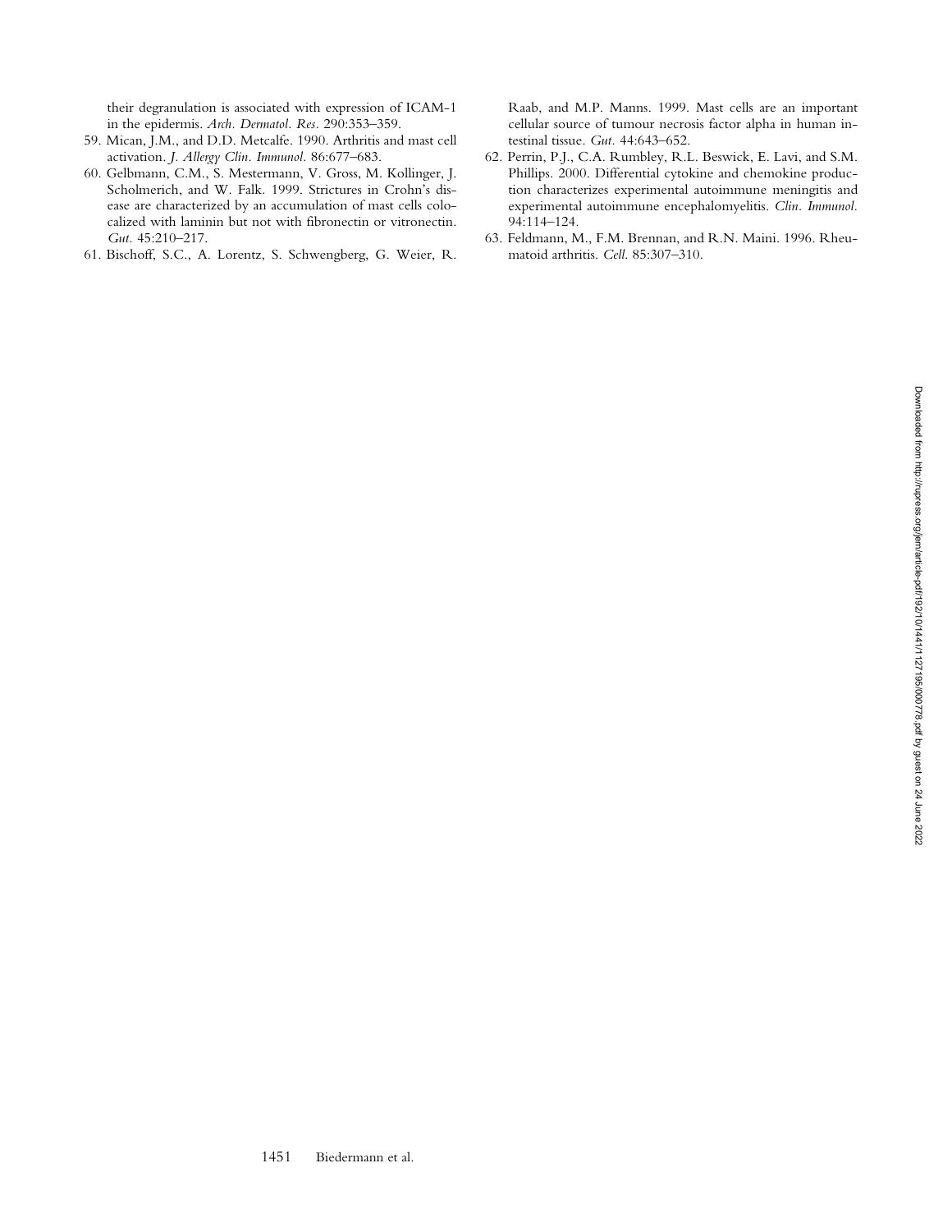their degranulation is associated with expression of ICAM-1 in the epidermis. *Arch. Dermatol. Res.* 290:353–359.

59. Mican, J.M., and D.D. Metcalfe. 1990. Arthritis and mast cell activation. *J. Allergy Clin. Immunol.* 86:677–683.
60. Gelbmann, C.M., S. Mestermann, V. Gross, M. Kollinger, J. Scholmerich, and W. Falk. 1999. Strictures in Crohn's disease are characterized by an accumulation of mast cells colocalized with laminin but not with fibronectin or vitronectin. *Gut.* 45:210–217.
61. Bischoff, S.C., A. Lorentz, S. Schwengberg, G. Weier, R. Raab, and M.P. Manns. 1999. Mast cells are an important cellular source of tumour necrosis factor alpha in human intestinal tissue. *Gut.* 44:643–652.
62. Perrin, P.J., C.A. Rumbley, R.L. Beswick, E. Lavi, and S.M. Phillips. 2000. Differential cytokine and chemokine production characterizes experimental autoimmune meningitis and experimental autoimmune encephalomyelitis. *Clin. Immunol.* 94:114–124.
63. Feldmann, M., F.M. Brennan, and R.N. Maini. 1996. Rheumatoid arthritis. *Cell.* 85:307–310.